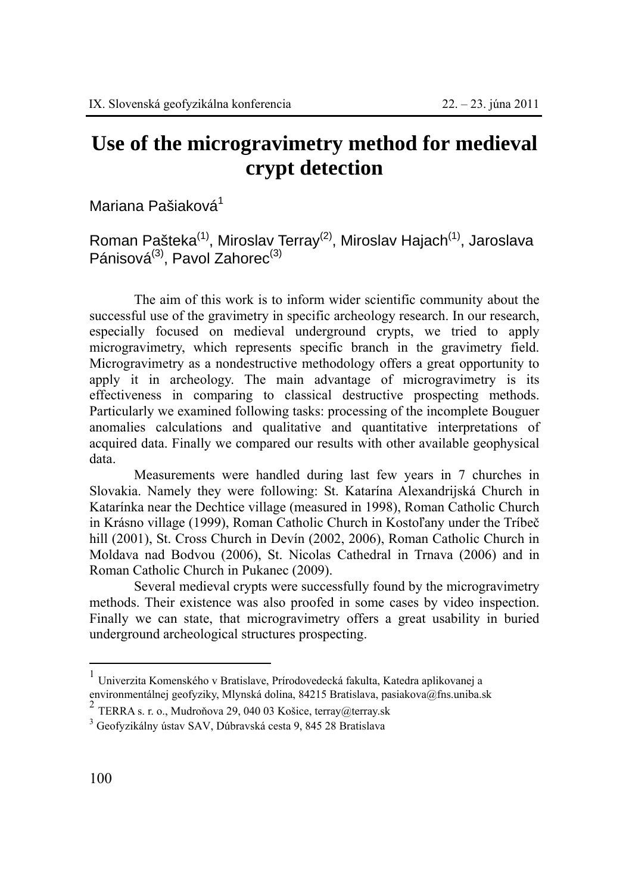// Running header "IX. Slovenská geofyzikálna konferencia / 22. – 23. júna 2011" and page number "100" omitted per rules.
# Use of the microgravimetry method for medieval crypt detection

Mariana Pašiaková[1]

Roman Pašteka[(1)], Miroslav Terray[(2)], Miroslav Hajach[(1)], Jaroslava Pánisová[(3)], Pavol Zahorec[(3)]

The aim of this work is to inform wider scientific community about the successful use of the gravimetry in specific archeology research. In our research, especially focused on medieval underground crypts, we tried to apply microgravimetry, which represents specific branch in the gravimetry field. Microgravimetry as a nondestructive methodology offers a great opportunity to apply it in archeology. The main advantage of microgravimetry is its effectiveness in comparing to classical destructive prospecting methods. Particularly we examined following tasks: processing of the incomplete Bouguer anomalies calculations and qualitative and quantitative interpretations of acquired data. Finally we compared our results with other available geophysical data.

Measurements were handled during last few years in 7 churches in Slovakia. Namely they were following: St. Katarína Alexandrijská Church in Katarínka near the Dechtice village (measured in 1998), Roman Catholic Church in Krásno village (1999), Roman Catholic Church in Kostoľany under the Tríbeč hill (2001), St. Cross Church in Devín (2002, 2006), Roman Catholic Church in Moldava nad Bodvou (2006), St. Nicolas Cathedral in Trnava (2006) and in Roman Catholic Church in Pukanec (2009).

Several medieval crypts were successfully found by the microgravimetry methods. Their existence was also proofed in some cases by video inspection. Finally we can state, that microgravimetry offers a great usability in buried underground archeological structures prospecting.

---

[1] Univerzita Komenského v Bratislave, Prírodovedecká fakulta, Katedra aplikovanej a environmentálnej geofyziky, Mlynská dolina, 84215 Bratislava, pasiakova@fns.uniba.sk

[2] TERRA s. r. o., Mudroňova 29, 040 03 Košice, terray@terray.sk

[3] Geofyzikálny ústav SAV, Dúbravská cesta 9, 845 28 Bratislava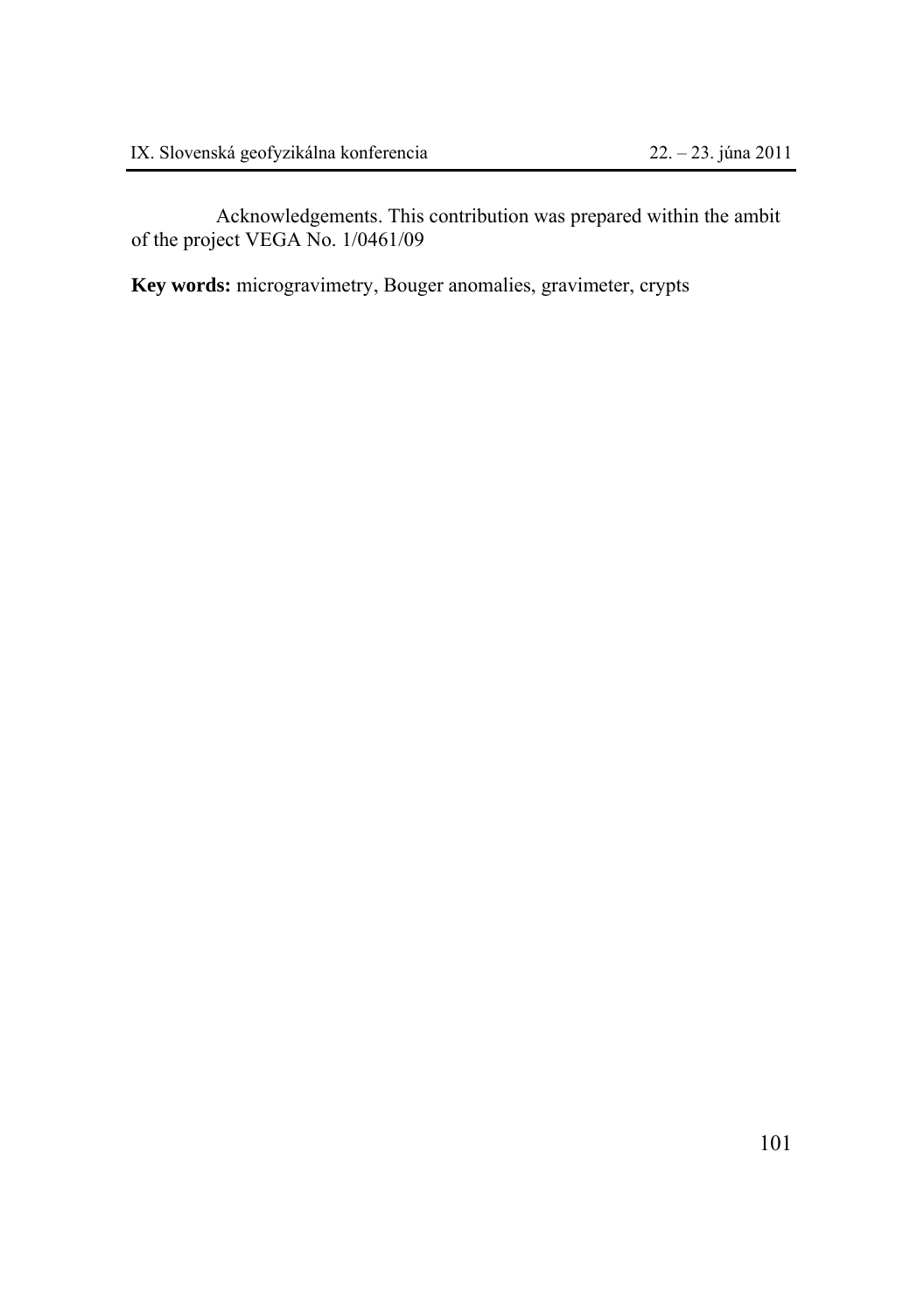Acknowledgements. This contribution was prepared within the ambit of the project VEGA No. 1/0461/09

**Key words:** microgravimetry, Bouger anomalies, gravimeter, crypts